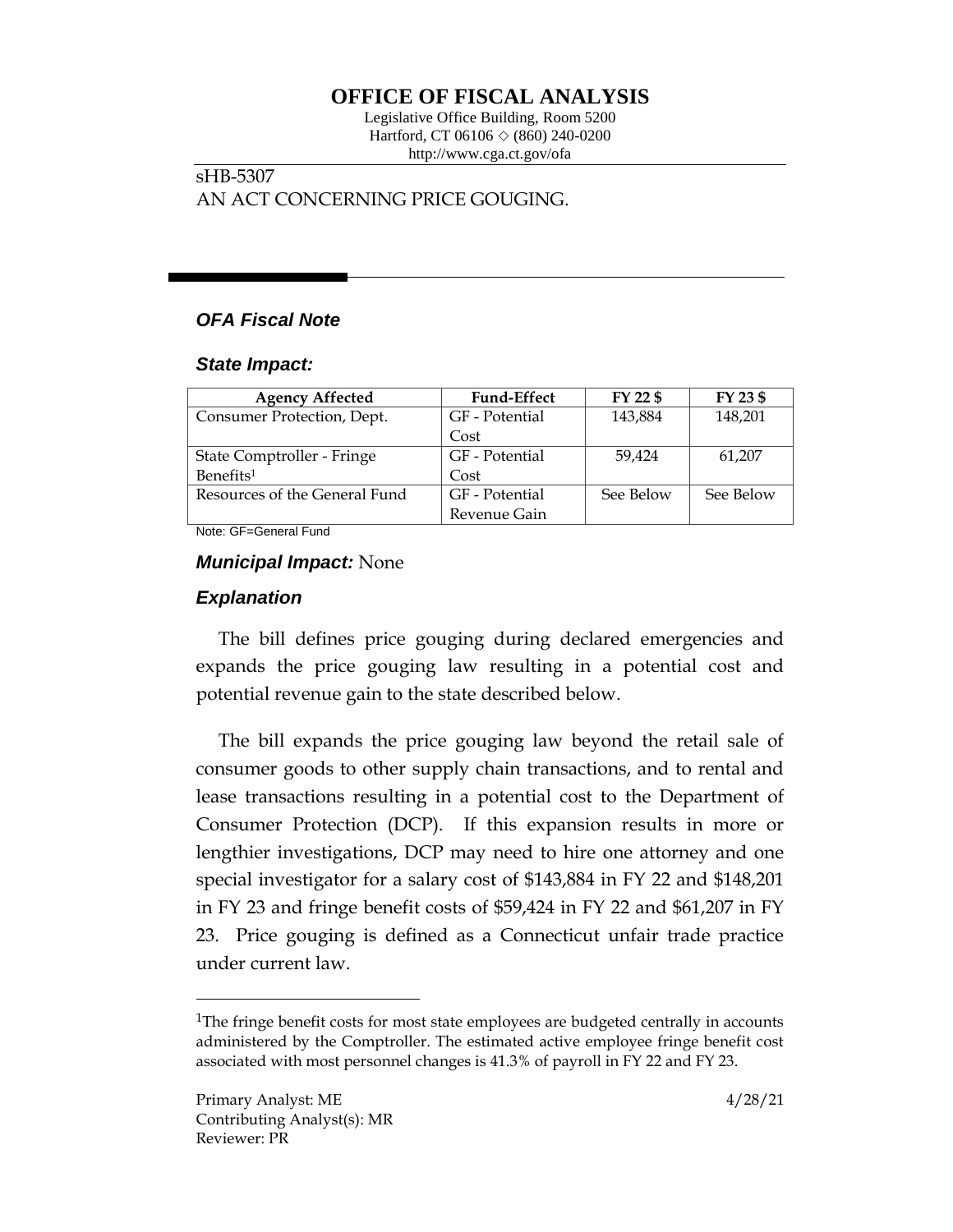# OFFICE OF FISCAL ANALYSIS

Legislative Office Building, Room 5200
Hartford, CT 06106 ◇ (860) 240-0200
http://www.cga.ct.gov/ofa

sHB-5307
AN ACT CONCERNING PRICE GOUGING.

### *OFA Fiscal Note*

### *State Impact:*

| Agency Affected | Fund-Effect | FY 22 $ | FY 23 $ |
|---|---|---|---|
| Consumer Protection, Dept. | GF - Potential Cost | 143,884 | 148,201 |
| State Comptroller - Fringe Benefits[1] | GF - Potential Cost | 59,424 | 61,207 |
| Resources of the General Fund | GF - Potential Revenue Gain | See Below | See Below |

Note: GF=General Fund

### *Municipal Impact:* None

### *Explanation*

The bill defines price gouging during declared emergencies and expands the price gouging law resulting in a potential cost and potential revenue gain to the state described below.

The bill expands the price gouging law beyond the retail sale of consumer goods to other supply chain transactions, and to rental and lease transactions resulting in a potential cost to the Department of Consumer Protection (DCP). If this expansion results in more or lengthier investigations, DCP may need to hire one attorney and one special investigator for a salary cost of $143,884 in FY 22 and $148,201 in FY 23 and fringe benefit costs of $59,424 in FY 22 and $61,207 in FY 23. Price gouging is defined as a Connecticut unfair trade practice under current law.

[1]The fringe benefit costs for most state employees are budgeted centrally in accounts administered by the Comptroller. The estimated active employee fringe benefit cost associated with most personnel changes is 41.3% of payroll in FY 22 and FY 23.

Primary Analyst: ME
Contributing Analyst(s): MR
Reviewer: PR

4/28/21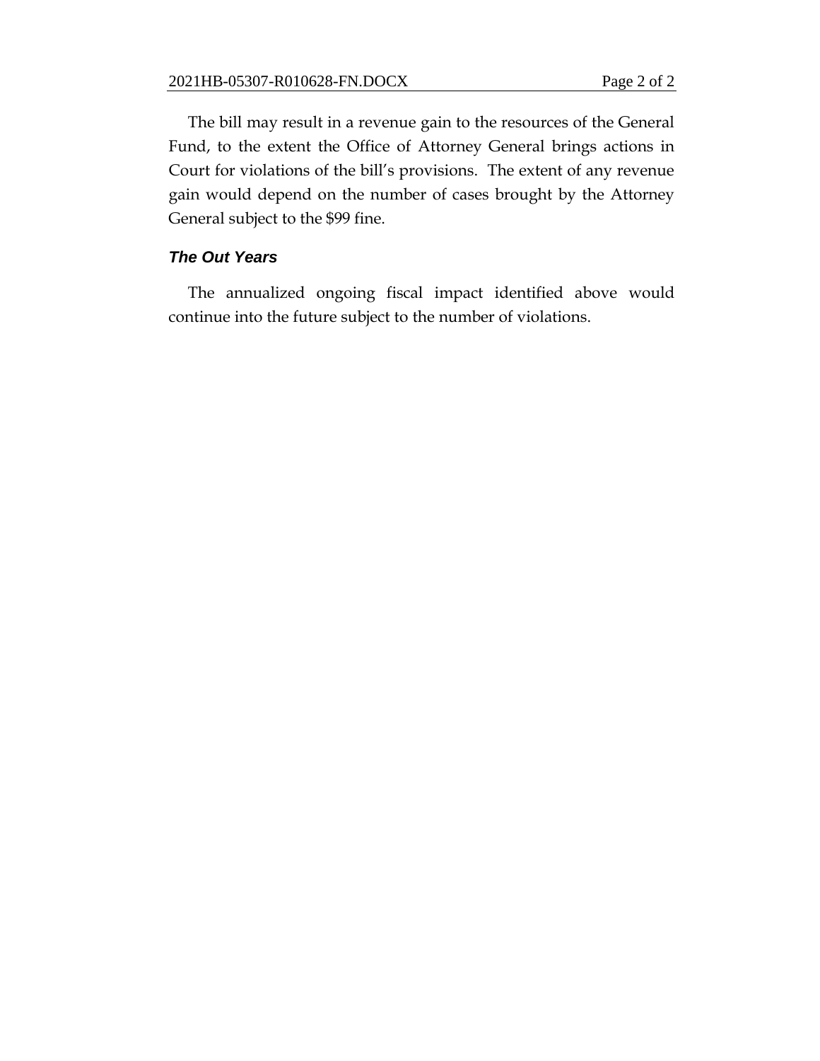The bill may result in a revenue gain to the resources of the General Fund, to the extent the Office of Attorney General brings actions in Court for violations of the bill's provisions. The extent of any revenue gain would depend on the number of cases brought by the Attorney General subject to the $99 fine.

### *The Out Years*

The annualized ongoing fiscal impact identified above would continue into the future subject to the number of violations.